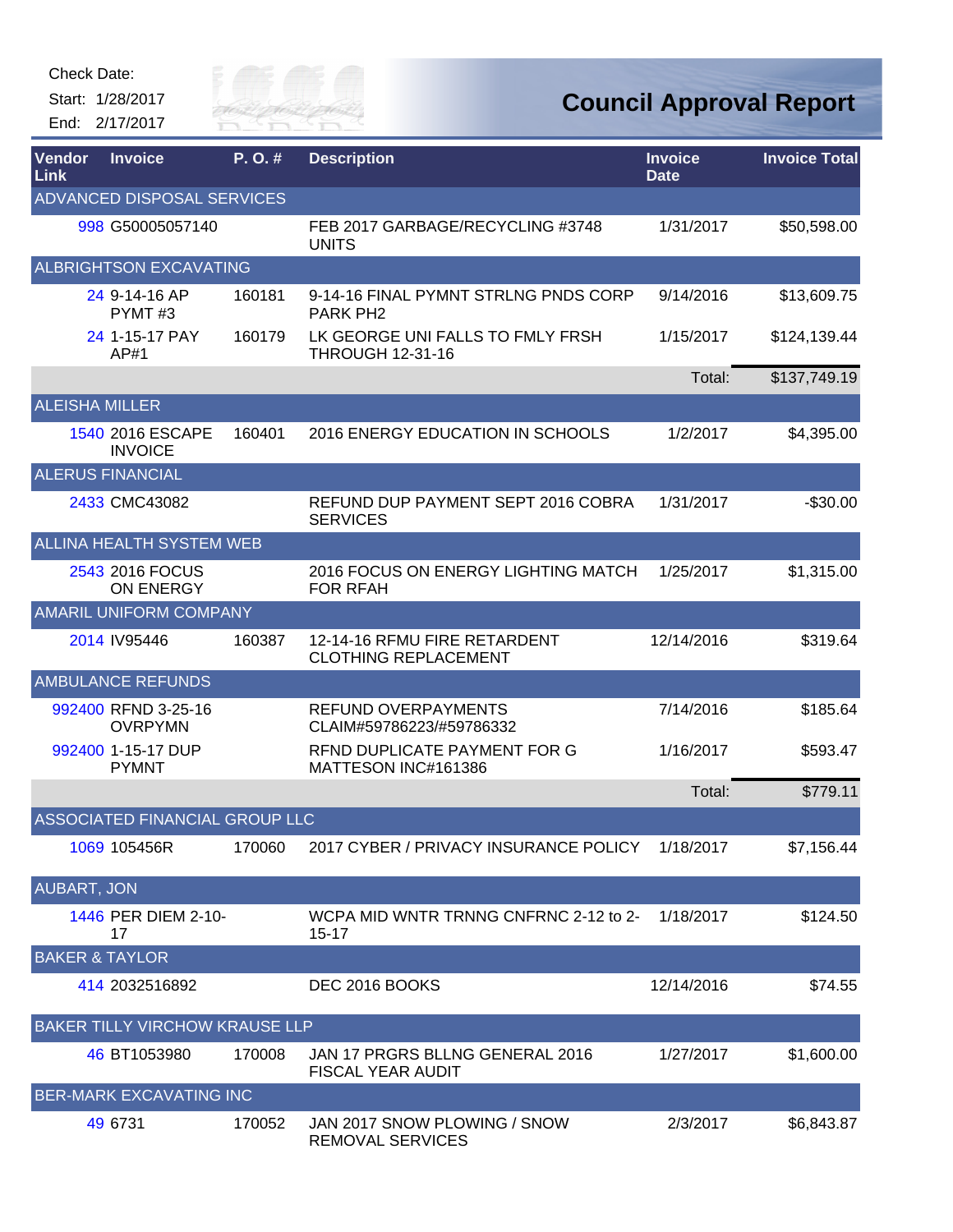Check Date:
Start: 1/28/2017
End: 2/17/2017

# Council Approval Report

| Vendor Link | Invoice | P. O. # | Description | Invoice Date | Invoice Total |
|---|---|---|---|---|---|
| ADVANCED DISPOSAL SERVICES | | | | | |
| 998 | G50005057140 | | FEB 2017 GARBAGE/RECYCLING #3748 UNITS | 1/31/2017 | $50,598.00 |
| ALBRIGHTSON EXCAVATING | | | | | |
| 24 | 9-14-16 AP PYMT #3 | 160181 | 9-14-16 FINAL PYMNT STRLNG PNDS CORP PARK PH2 | 9/14/2016 | $13,609.75 |
| 24 | 1-15-17 PAY AP#1 | 160179 | LK GEORGE UNI FALLS TO FMLY FRSH THROUGH 12-31-16 | 1/15/2017 | $124,139.44 |
| | | | | Total: | $137,749.19 |
| ALEISHA MILLER | | | | | |
| 1540 | 2016 ESCAPE INVOICE | 160401 | 2016 ENERGY EDUCATION IN SCHOOLS | 1/2/2017 | $4,395.00 |
| ALERUS FINANCIAL | | | | | |
| 2433 | CMC43082 | | REFUND DUP PAYMENT SEPT 2016 COBRA SERVICES | 1/31/2017 | -$30.00 |
| ALLINA HEALTH SYSTEM WEB | | | | | |
| 2543 | 2016 FOCUS ON ENERGY | | 2016 FOCUS ON ENERGY LIGHTING MATCH FOR RFAH | 1/25/2017 | $1,315.00 |
| AMARIL UNIFORM COMPANY | | | | | |
| 2014 | IV95446 | 160387 | 12-14-16 RFMU FIRE RETARDENT CLOTHING REPLACEMENT | 12/14/2016 | $319.64 |
| AMBULANCE REFUNDS | | | | | |
| 992400 | RFND 3-25-16 OVRPYMN | | REFUND OVERPAYMENTS CLAIM#59786223/#59786332 | 7/14/2016 | $185.64 |
| 992400 | 1-15-17 DUP PYMNT | | RFND DUPLICATE PAYMENT FOR G MATTESON INC#161386 | 1/16/2017 | $593.47 |
| | | | | Total: | $779.11 |
| ASSOCIATED FINANCIAL GROUP LLC | | | | | |
| 1069 | 105456R | 170060 | 2017 CYBER / PRIVACY INSURANCE POLICY | 1/18/2017 | $7,156.44 |
| AUBART, JON | | | | | |
| 1446 | PER DIEM 2-10-17 | | WCPA MID WNTR TRNNG CNFRNC 2-12 to 2-15-17 | 1/18/2017 | $124.50 |
| BAKER & TAYLOR | | | | | |
| 414 | 2032516892 | | DEC 2016 BOOKS | 12/14/2016 | $74.55 |
| BAKER TILLY VIRCHOW KRAUSE LLP | | | | | |
| 46 | BT1053980 | 170008 | JAN 17 PRGRS BLLNG GENERAL 2016 FISCAL YEAR AUDIT | 1/27/2017 | $1,600.00 |
| BER-MARK EXCAVATING INC | | | | | |
| 49 | 6731 | 170052 | JAN 2017 SNOW PLOWING / SNOW REMOVAL SERVICES | 2/3/2017 | $6,843.87 |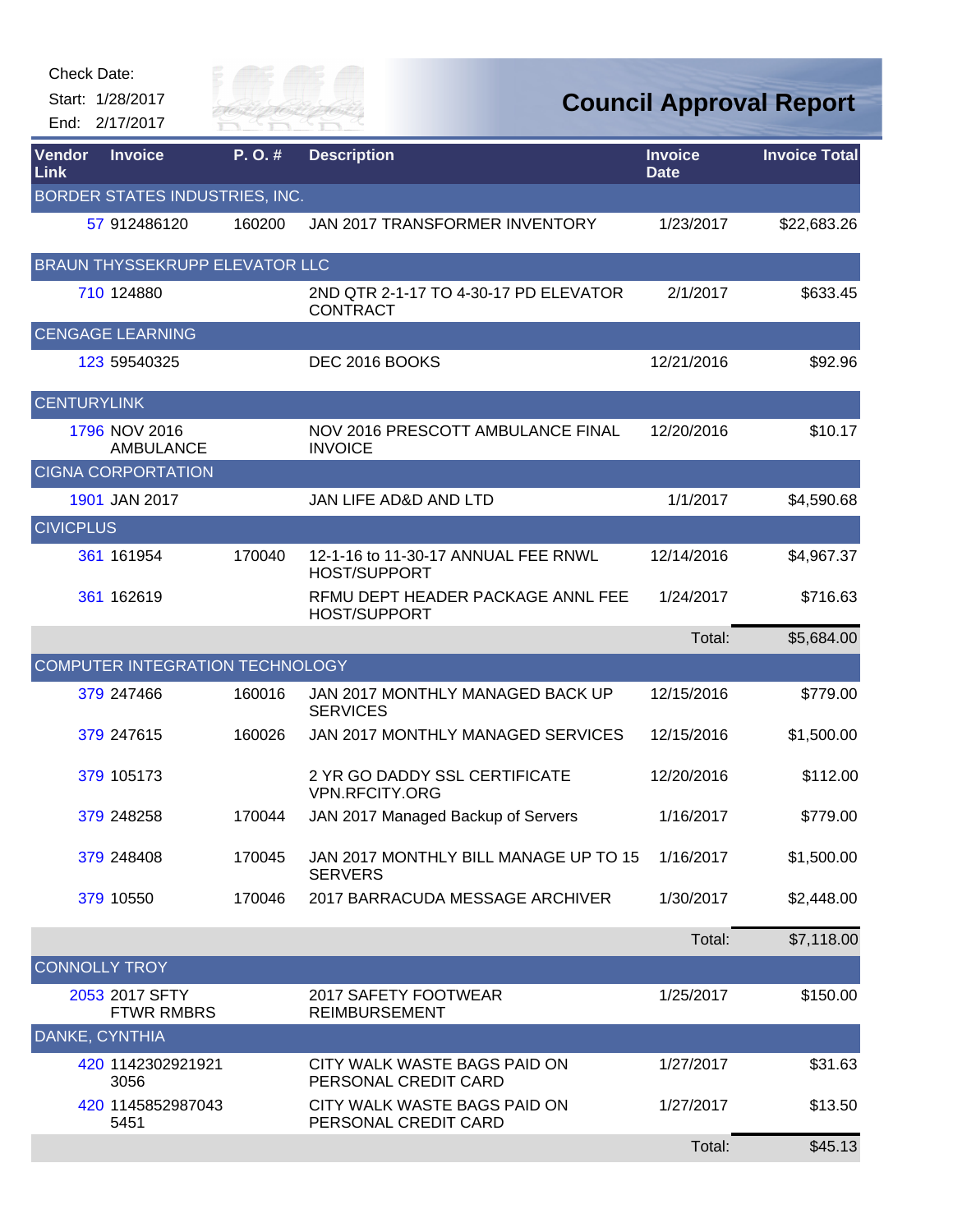Check Date:

Start: 1/28/2017

End: 2/17/2017

# Council Approval Report

| Vendor Link | Invoice | P. O. # | Description | Invoice Date | Invoice Total |
|---|---|---|---|---|---|
| BORDER STATES INDUSTRIES, INC. | | | | | |
| 57 | 912486120 | 160200 | JAN 2017 TRANSFORMER INVENTORY | 1/23/2017 | $22,683.26 |
| BRAUN THYSSEKRUPP ELEVATOR LLC | | | | | |
| 710 | 124880 | | 2ND QTR 2-1-17 TO 4-30-17 PD ELEVATOR CONTRACT | 2/1/2017 | $633.45 |
| CENGAGE LEARNING | | | | | |
| 123 | 59540325 | | DEC 2016 BOOKS | 12/21/2016 | $92.96 |
| CENTURYLINK | | | | | |
| 1796 | NOV 2016 AMBULANCE | | NOV 2016 PRESCOTT AMBULANCE FINAL INVOICE | 12/20/2016 | $10.17 |
| CIGNA CORPORATION | | | | | |
| 1901 | JAN 2017 | | JAN LIFE AD&D AND LTD | 1/1/2017 | $4,590.68 |
| CIVICPLUS | | | | | |
| 361 | 161954 | 170040 | 12-1-16 to 11-30-17 ANNUAL FEE RNWL HOST/SUPPORT | 12/14/2016 | $4,967.37 |
| 361 | 162619 | | RFMU DEPT HEADER PACKAGE ANNL FEE HOST/SUPPORT | 1/24/2017 | $716.63 |
| | | | | Total: | $5,684.00 |
| COMPUTER INTEGRATION TECHNOLOGY | | | | | |
| 379 | 247466 | 160016 | JAN 2017 MONTHLY MANAGED BACK UP SERVICES | 12/15/2016 | $779.00 |
| 379 | 247615 | 160026 | JAN 2017 MONTHLY MANAGED SERVICES | 12/15/2016 | $1,500.00 |
| 379 | 105173 | | 2 YR GO DADDY SSL CERTIFICATE VPN.RFCITY.ORG | 12/20/2016 | $112.00 |
| 379 | 248258 | 170044 | JAN 2017 Managed Backup of Servers | 1/16/2017 | $779.00 |
| 379 | 248408 | 170045 | JAN 2017 MONTHLY BILL MANAGE UP TO 15 SERVERS | 1/16/2017 | $1,500.00 |
| 379 | 10550 | 170046 | 2017 BARRACUDA MESSAGE ARCHIVER | 1/30/2017 | $2,448.00 |
| | | | | Total: | $7,118.00 |
| CONNOLLY TROY | | | | | |
| 2053 | 2017 SFTY FTWR RMBRS | | 2017 SAFETY FOOTWEAR REIMBURSEMENT | 1/25/2017 | $150.00 |
| DANKE, CYNTHIA | | | | | |
| 420 | 11423029219213056 | | CITY WALK WASTE BAGS PAID ON PERSONAL CREDIT CARD | 1/27/2017 | $31.63 |
| 420 | 11458529870435451 | | CITY WALK WASTE BAGS PAID ON PERSONAL CREDIT CARD | 1/27/2017 | $13.50 |
| | | | | Total: | $45.13 |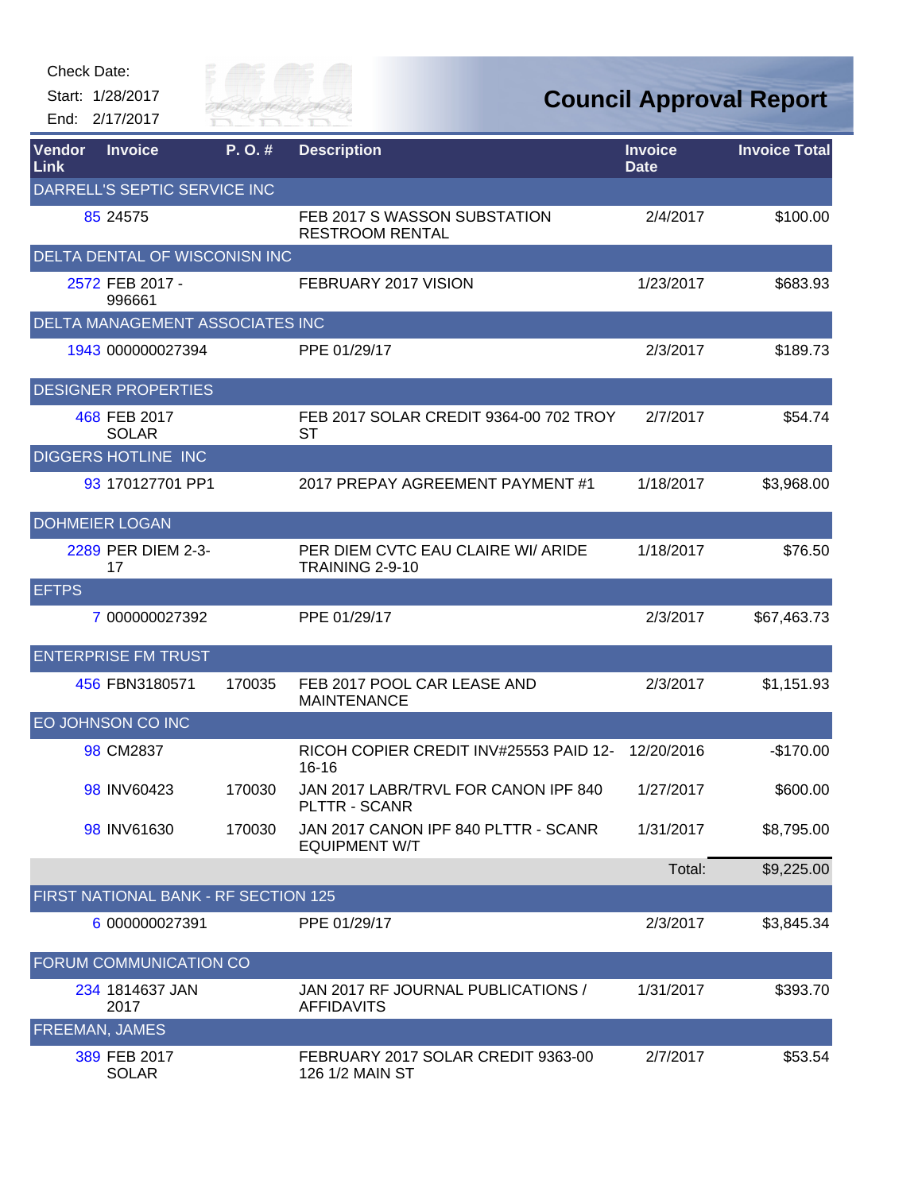Check Date:

Start: 1/28/2017

End: 2/17/2017

# Council Approval Report

| Vendor Link | Invoice | P. O. # | Description | Invoice Date | Invoice Total |
|---|---|---|---|---|---|
| DARRELL'S SEPTIC SERVICE INC | | | | | |
| 85 | 24575 | | FEB 2017 S WASSON SUBSTATION RESTROOM RENTAL | 2/4/2017 | $100.00 |
| DELTA DENTAL OF WISCONISN INC | | | | | |
| 2572 | FEB 2017 - 996661 | | FEBRUARY 2017 VISION | 1/23/2017 | $683.93 |
| DELTA MANAGEMENT ASSOCIATES INC | | | | | |
| 1943 | 000000027394 | | PPE 01/29/17 | 2/3/2017 | $189.73 |
| DESIGNER PROPERTIES | | | | | |
| 468 | FEB 2017 SOLAR | | FEB 2017 SOLAR CREDIT 9364-00 702 TROY ST | 2/7/2017 | $54.74 |
| DIGGERS HOTLINE INC | | | | | |
| 93 | 170127701 PP1 | | 2017 PREPAY AGREEMENT PAYMENT #1 | 1/18/2017 | $3,968.00 |
| DOHMEIER LOGAN | | | | | |
| 2289 | PER DIEM 2-3-17 | | PER DIEM CVTC EAU CLAIRE WI/ ARIDE TRAINING 2-9-10 | 1/18/2017 | $76.50 |
| EFTPS | | | | | |
| 7 | 000000027392 | | PPE 01/29/17 | 2/3/2017 | $67,463.73 |
| ENTERPRISE FM TRUST | | | | | |
| 456 | FBN3180571 | 170035 | FEB 2017 POOL CAR LEASE AND MAINTENANCE | 2/3/2017 | $1,151.93 |
| EO JOHNSON CO INC | | | | | |
| 98 | CM2837 | | RICOH COPIER CREDIT INV#25553 PAID 12-16-16 | 12/20/2016 | -$170.00 |
| 98 | INV60423 | 170030 | JAN 2017 LABR/TRVL FOR CANON IPF 840 PLTTR - SCANR | 1/27/2017 | $600.00 |
| 98 | INV61630 | 170030 | JAN 2017 CANON IPF 840 PLTTR - SCANR EQUIPMENT W/T | 1/31/2017 | $8,795.00 |
| | | | | Total: | $9,225.00 |
| FIRST NATIONAL BANK - RF SECTION 125 | | | | | |
| 6 | 000000027391 | | PPE 01/29/17 | 2/3/2017 | $3,845.34 |
| FORUM COMMUNICATION CO | | | | | |
| 234 | 1814637 JAN 2017 | | JAN 2017 RF JOURNAL PUBLICATIONS / AFFIDAVITS | 1/31/2017 | $393.70 |
| FREEMAN, JAMES | | | | | |
| 389 | FEB 2017 SOLAR | | FEBRUARY 2017 SOLAR CREDIT 9363-00 126 1/2 MAIN ST | 2/7/2017 | $53.54 |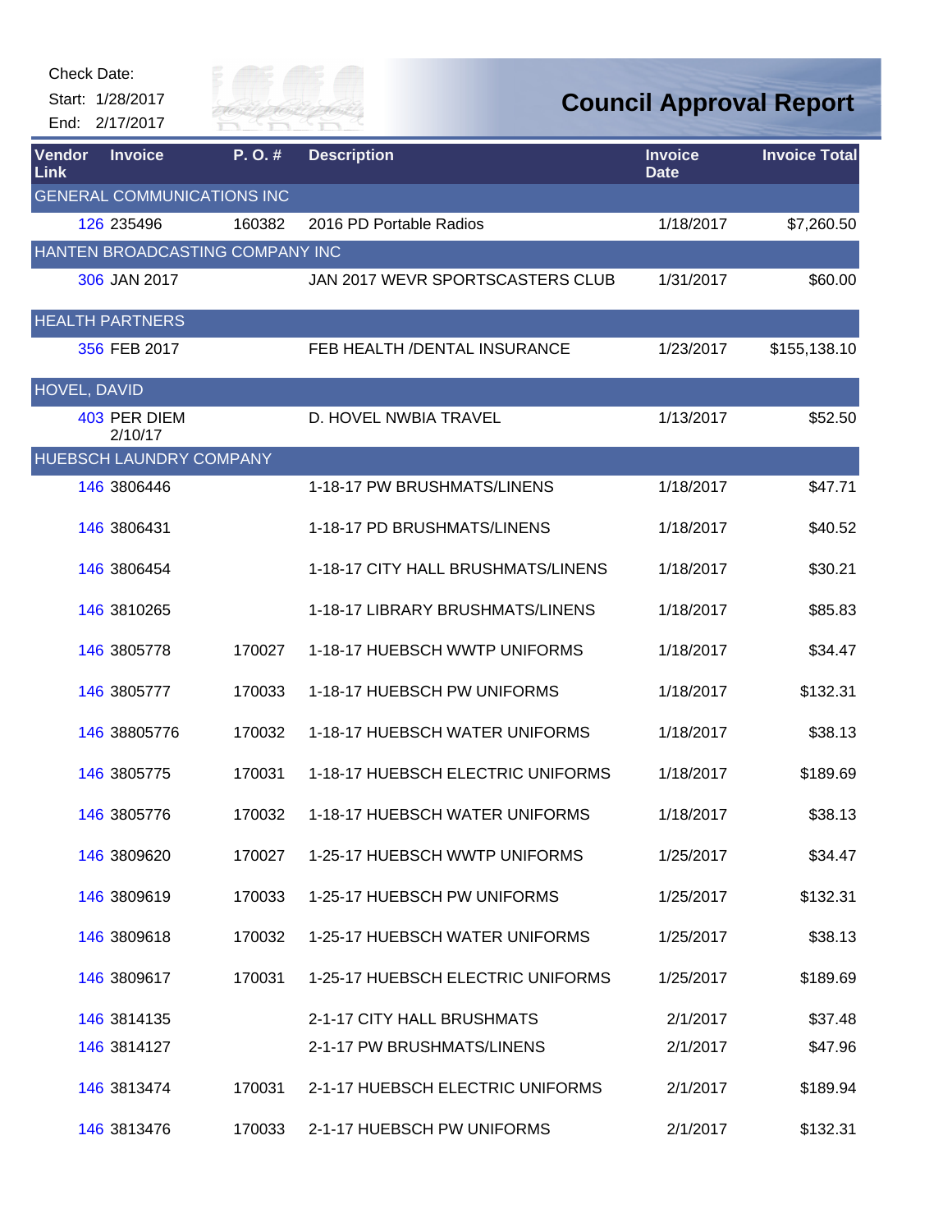Check Date:

Start: 1/28/2017

End: 2/17/2017

# Council Approval Report

| Vendor Link | Invoice | P. O. # | Description | Invoice Date | Invoice Total |
|---|---|---|---|---|---|
| GENERAL COMMUNICATIONS INC | | | | | |
| 126 | 235496 | 160382 | 2016 PD Portable Radios | 1/18/2017 | $7,260.50 |
| HANTEN BROADCASTING COMPANY INC | | | | | |
| 306 | JAN 2017 | | JAN 2017 WEVR SPORTSCASTERS CLUB | 1/31/2017 | $60.00 |
| HEALTH PARTNERS | | | | | |
| 356 | FEB 2017 | | FEB HEALTH /DENTAL INSURANCE | 1/23/2017 | $155,138.10 |
| HOVEL, DAVID | | | | | |
| 403 | PER DIEM 2/10/17 | | D. HOVEL NWBIA TRAVEL | 1/13/2017 | $52.50 |
| HUEBSCH LAUNDRY COMPANY | | | | | |
| 146 | 3806446 | | 1-18-17 PW BRUSHMATS/LINENS | 1/18/2017 | $47.71 |
| 146 | 3806431 | | 1-18-17 PD BRUSHMATS/LINENS | 1/18/2017 | $40.52 |
| 146 | 3806454 | | 1-18-17 CITY HALL BRUSHMATS/LINENS | 1/18/2017 | $30.21 |
| 146 | 3810265 | | 1-18-17 LIBRARY BRUSHMATS/LINENS | 1/18/2017 | $85.83 |
| 146 | 3805778 | 170027 | 1-18-17 HUEBSCH WWTP UNIFORMS | 1/18/2017 | $34.47 |
| 146 | 3805777 | 170033 | 1-18-17 HUEBSCH PW UNIFORMS | 1/18/2017 | $132.31 |
| 146 | 38805776 | 170032 | 1-18-17 HUEBSCH WATER UNIFORMS | 1/18/2017 | $38.13 |
| 146 | 3805775 | 170031 | 1-18-17 HUEBSCH ELECTRIC UNIFORMS | 1/18/2017 | $189.69 |
| 146 | 3805776 | 170032 | 1-18-17 HUEBSCH WATER UNIFORMS | 1/18/2017 | $38.13 |
| 146 | 3809620 | 170027 | 1-25-17 HUEBSCH WWTP UNIFORMS | 1/25/2017 | $34.47 |
| 146 | 3809619 | 170033 | 1-25-17 HUEBSCH PW UNIFORMS | 1/25/2017 | $132.31 |
| 146 | 3809618 | 170032 | 1-25-17 HUEBSCH WATER UNIFORMS | 1/25/2017 | $38.13 |
| 146 | 3809617 | 170031 | 1-25-17 HUEBSCH ELECTRIC UNIFORMS | 1/25/2017 | $189.69 |
| 146 | 3814135 | | 2-1-17 CITY HALL BRUSHMATS | 2/1/2017 | $37.48 |
| 146 | 3814127 | | 2-1-17 PW BRUSHMATS/LINENS | 2/1/2017 | $47.96 |
| 146 | 3813474 | 170031 | 2-1-17 HUEBSCH ELECTRIC UNIFORMS | 2/1/2017 | $189.94 |
| 146 | 3813476 | 170033 | 2-1-17 HUEBSCH PW UNIFORMS | 2/1/2017 | $132.31 |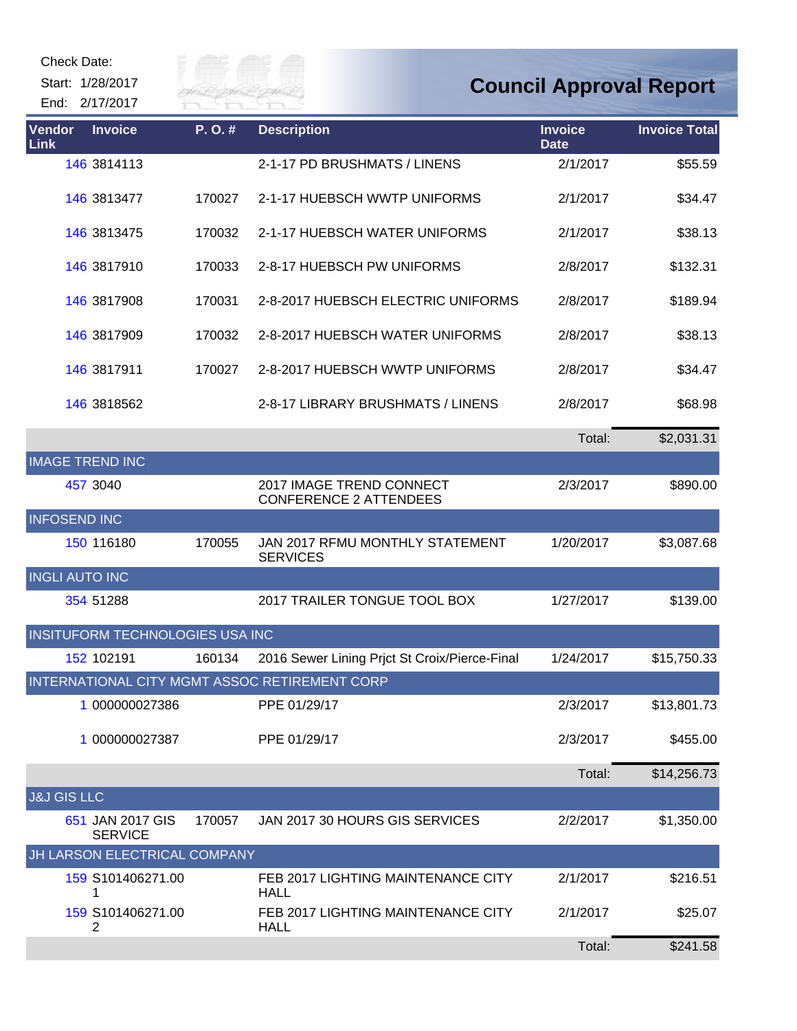Check Date:

Start: 1/28/2017

End: 2/17/2017

# Council Approval Report

| Vendor Link | Invoice | P. O. # | Description | Invoice Date | Invoice Total |
|---|---|---|---|---|---|
| 146 | 3814113 | | 2-1-17 PD BRUSHMATS / LINENS | 2/1/2017 | $55.59 |
| 146 | 3813477 | 170027 | 2-1-17 HUEBSCH WWTP UNIFORMS | 2/1/2017 | $34.47 |
| 146 | 3813475 | 170032 | 2-1-17 HUEBSCH WATER UNIFORMS | 2/1/2017 | $38.13 |
| 146 | 3817910 | 170033 | 2-8-17 HUEBSCH PW UNIFORMS | 2/8/2017 | $132.31 |
| 146 | 3817908 | 170031 | 2-8-2017 HUEBSCH ELECTRIC UNIFORMS | 2/8/2017 | $189.94 |
| 146 | 3817909 | 170032 | 2-8-2017 HUEBSCH WATER UNIFORMS | 2/8/2017 | $38.13 |
| 146 | 3817911 | 170027 | 2-8-2017 HUEBSCH WWTP UNIFORMS | 2/8/2017 | $34.47 |
| 146 | 3818562 | | 2-8-17 LIBRARY BRUSHMATS / LINENS | 2/8/2017 | $68.98 |
| | | | | Total: | $2,031.31 |
| **IMAGE TREND INC** | | | | | |
| 457 | 3040 | | 2017 IMAGE TREND CONNECT CONFERENCE 2 ATTENDEES | 2/3/2017 | $890.00 |
| **INFOSEND INC** | | | | | |
| 150 | 116180 | 170055 | JAN 2017 RFMU MONTHLY STATEMENT SERVICES | 1/20/2017 | $3,087.68 |
| **INGLI AUTO INC** | | | | | |
| 354 | 51288 | | 2017 TRAILER TONGUE TOOL BOX | 1/27/2017 | $139.00 |
| **INSITUFORM TECHNOLOGIES USA INC** | | | | | |
| 152 | 102191 | 160134 | 2016 Sewer Lining Prjct St Croix/Pierce-Final | 1/24/2017 | $15,750.33 |
| **INTERNATIONAL CITY MGMT ASSOC RETIREMENT CORP** | | | | | |
| 1 | 000000027386 | | PPE 01/29/17 | 2/3/2017 | $13,801.73 |
| 1 | 000000027387 | | PPE 01/29/17 | 2/3/2017 | $455.00 |
| | | | | Total: | $14,256.73 |
| **J&J GIS LLC** | | | | | |
| 651 | JAN 2017 GIS SERVICE | 170057 | JAN 2017 30 HOURS GIS SERVICES | 2/2/2017 | $1,350.00 |
| **JH LARSON ELECTRICAL COMPANY** | | | | | |
| 159 | S101406271.001 | | FEB 2017 LIGHTING MAINTENANCE CITY HALL | 2/1/2017 | $216.51 |
| 159 | S101406271.002 | | FEB 2017 LIGHTING MAINTENANCE CITY HALL | 2/1/2017 | $25.07 |
| | | | | Total: | $241.58 |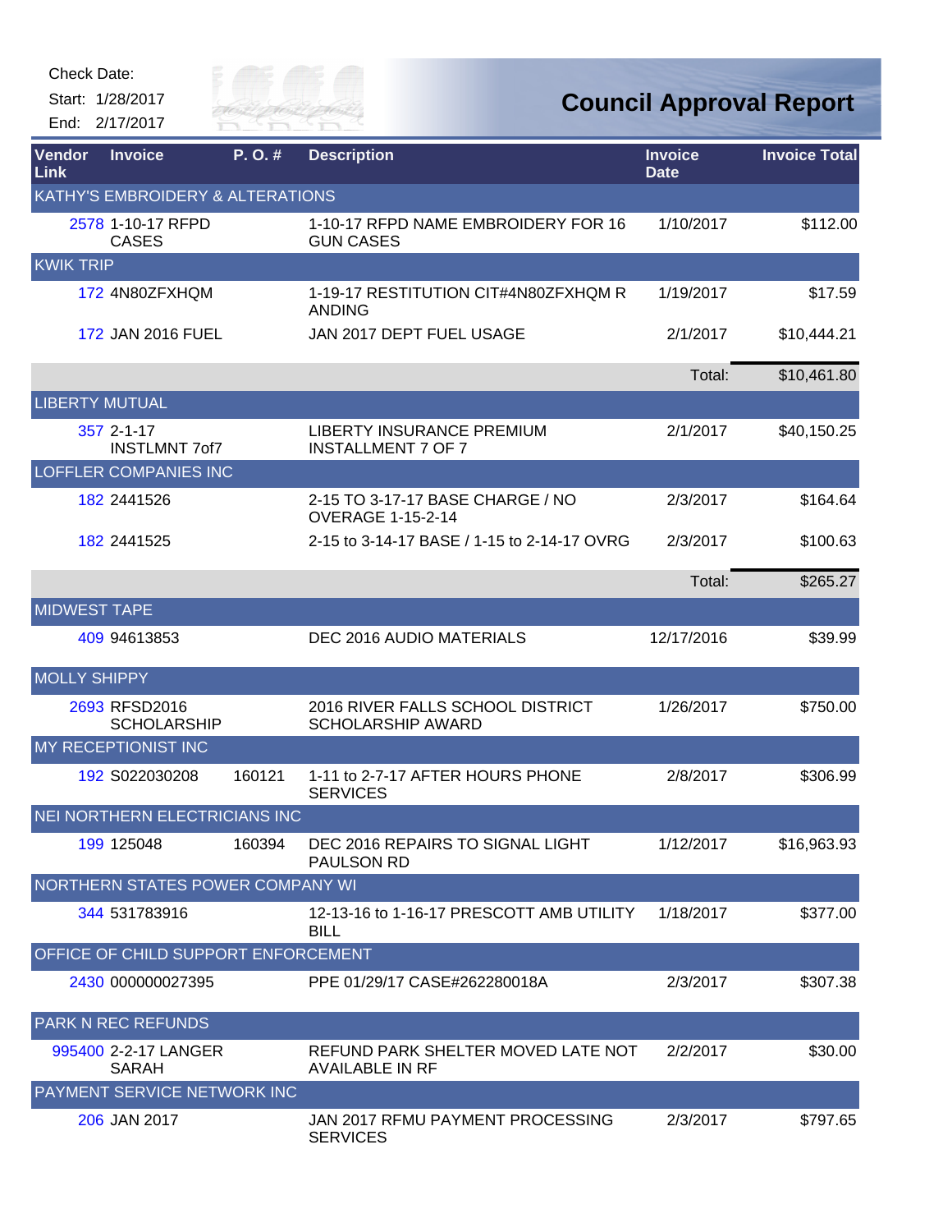Check Date:

Start: 1/28/2017

End: 2/17/2017

# Council Approval Report

| Vendor Link | Invoice | P. O. # | Description | Invoice Date | Invoice Total |
|---|---|---|---|---|---|
| KATHY'S EMBROIDERY & ALTERATIONS | | | | | |
| 2578 | 1-10-17 RFPD CASES | | 1-10-17 RFPD NAME EMBROIDERY FOR 16 GUN CASES | 1/10/2017 | $112.00 |
| KWIK TRIP | | | | | |
| 172 | 4N80ZFXHQM | | 1-19-17 RESTITUTION CIT#4N80ZFXHQM R ANDING | 1/19/2017 | $17.59 |
| 172 | JAN 2016 FUEL | | JAN 2017 DEPT FUEL USAGE | 2/1/2017 | $10,444.21 |
| | | | | Total: | $10,461.80 |
| LIBERTY MUTUAL | | | | | |
| 357 | 2-1-17 INSTLMNT 7of7 | | LIBERTY INSURANCE PREMIUM INSTALLMENT 7 OF 7 | 2/1/2017 | $40,150.25 |
| LOFFLER COMPANIES INC | | | | | |
| 182 | 2441526 | | 2-15 TO 3-17-17 BASE CHARGE / NO OVERAGE 1-15-2-14 | 2/3/2017 | $164.64 |
| 182 | 2441525 | | 2-15 to 3-14-17 BASE / 1-15 to 2-14-17 OVRG | 2/3/2017 | $100.63 |
| | | | | Total: | $265.27 |
| MIDWEST TAPE | | | | | |
| 409 | 94613853 | | DEC 2016 AUDIO MATERIALS | 12/17/2016 | $39.99 |
| MOLLY SHIPPY | | | | | |
| 2693 | RFSD2016 SCHOLARSHIP | | 2016 RIVER FALLS SCHOOL DISTRICT SCHOLARSHIP AWARD | 1/26/2017 | $750.00 |
| MY RECEPTIONIST INC | | | | | |
| 192 | S022030208 | 160121 | 1-11 to 2-7-17 AFTER HOURS PHONE SERVICES | 2/8/2017 | $306.99 |
| NEI NORTHERN ELECTRICIANS INC | | | | | |
| 199 | 125048 | 160394 | DEC 2016 REPAIRS TO SIGNAL LIGHT PAULSON RD | 1/12/2017 | $16,963.93 |
| NORTHERN STATES POWER COMPANY WI | | | | | |
| 344 | 531783916 | | 12-13-16 to 1-16-17 PRESCOTT AMB UTILITY BILL | 1/18/2017 | $377.00 |
| OFFICE OF CHILD SUPPORT ENFORCEMENT | | | | | |
| 2430 | 000000027395 | | PPE 01/29/17 CASE#262280018A | 2/3/2017 | $307.38 |
| PARK N REC REFUNDS | | | | | |
| 995400 | 2-2-17 LANGER SARAH | | REFUND PARK SHELTER MOVED LATE NOT AVAILABLE IN RF | 2/2/2017 | $30.00 |
| PAYMENT SERVICE NETWORK INC | | | | | |
| 206 | JAN 2017 | | JAN 2017 RFMU PAYMENT PROCESSING SERVICES | 2/3/2017 | $797.65 |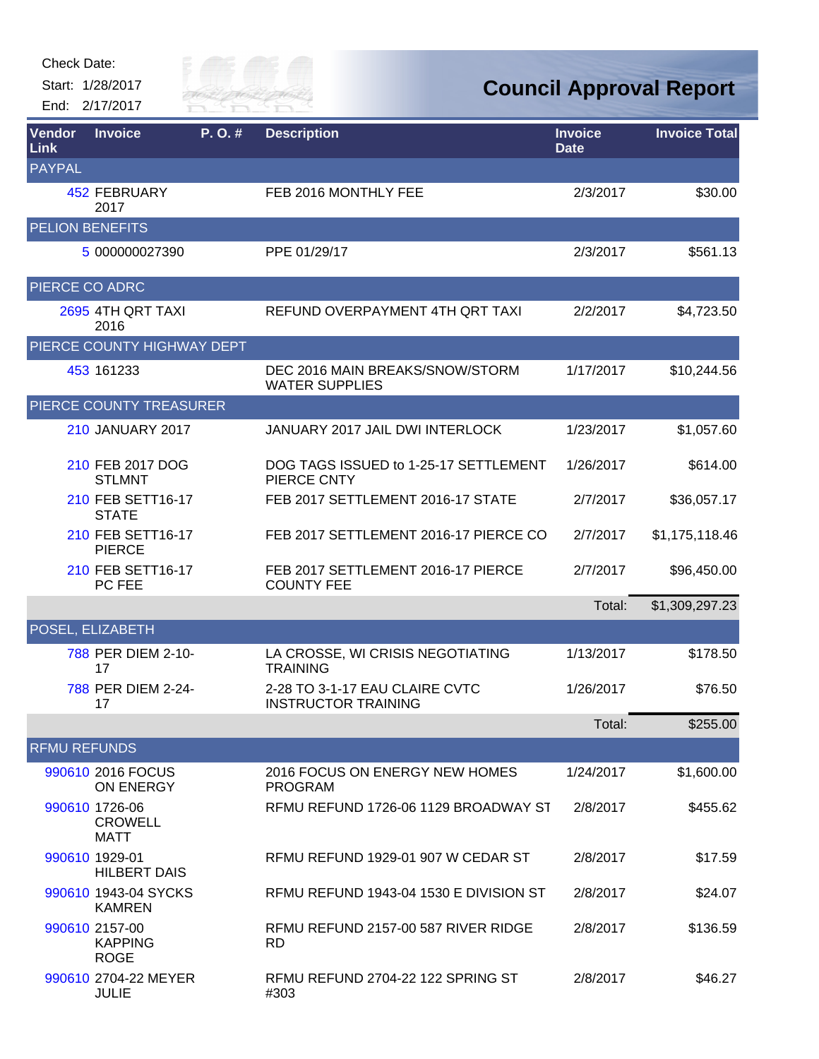Check Date:

Start: 1/28/2017

End: 2/17/2017

# Council Approval Report

| Vendor Link | Invoice | P. O. # | Description | Invoice Date | Invoice Total |
|---|---|---|---|---|---|
| **PAYPAL** | | | | | |
| 452 | FEBRUARY 2017 | | FEB 2016 MONTHLY FEE | 2/3/2017 | $30.00 |
| **PELION BENEFITS** | | | | | |
| 5 | 000000027390 | | PPE 01/29/17 | 2/3/2017 | $561.13 |
| **PIERCE CO ADRC** | | | | | |
| 2695 | 4TH QRT TAXI 2016 | | REFUND OVERPAYMENT 4TH QRT TAXI | 2/2/2017 | $4,723.50 |
| **PIERCE COUNTY HIGHWAY DEPT** | | | | | |
| 453 | 161233 | | DEC 2016 MAIN BREAKS/SNOW/STORM WATER SUPPLIES | 1/17/2017 | $10,244.56 |
| **PIERCE COUNTY TREASURER** | | | | | |
| 210 | JANUARY 2017 | | JANUARY 2017 JAIL DWI INTERLOCK | 1/23/2017 | $1,057.60 |
| 210 | FEB 2017 DOG STLMNT | | DOG TAGS ISSUED to 1-25-17 SETTLEMENT PIERCE CNTY | 1/26/2017 | $614.00 |
| 210 | FEB SETT16-17 STATE | | FEB 2017 SETTLEMENT 2016-17 STATE | 2/7/2017 | $36,057.17 |
| 210 | FEB SETT16-17 PIERCE | | FEB 2017 SETTLEMENT 2016-17 PIERCE CO | 2/7/2017 | $1,175,118.46 |
| 210 | FEB SETT16-17 PC FEE | | FEB 2017 SETTLEMENT 2016-17 PIERCE COUNTY FEE | 2/7/2017 | $96,450.00 |
| | | | | Total: | $1,309,297.23 |
| **POSEL, ELIZABETH** | | | | | |
| 788 | PER DIEM 2-10-17 | | LA CROSSE, WI CRISIS NEGOTIATING TRAINING | 1/13/2017 | $178.50 |
| 788 | PER DIEM 2-24-17 | | 2-28 TO 3-1-17 EAU CLAIRE CVTC INSTRUCTOR TRAINING | 1/26/2017 | $76.50 |
| | | | | Total: | $255.00 |
| **RFMU REFUNDS** | | | | | |
| 990610 | 2016 FOCUS ON ENERGY | | 2016 FOCUS ON ENERGY NEW HOMES PROGRAM | 1/24/2017 | $1,600.00 |
| 990610 | 1726-06 CROWELL MATT | | RFMU REFUND 1726-06 1129 BROADWAY ST | 2/8/2017 | $455.62 |
| 990610 | 1929-01 HILBERT DAIS | | RFMU REFUND 1929-01 907 W CEDAR ST | 2/8/2017 | $17.59 |
| 990610 | 1943-04 SYCKS KAMREN | | RFMU REFUND 1943-04 1530 E DIVISION ST | 2/8/2017 | $24.07 |
| 990610 | 2157-00 KAPPING ROGE | | RFMU REFUND 2157-00 587 RIVER RIDGE RD | 2/8/2017 | $136.59 |
| 990610 | 2704-22 MEYER JULIE | | RFMU REFUND 2704-22 122 SPRING ST #303 | 2/8/2017 | $46.27 |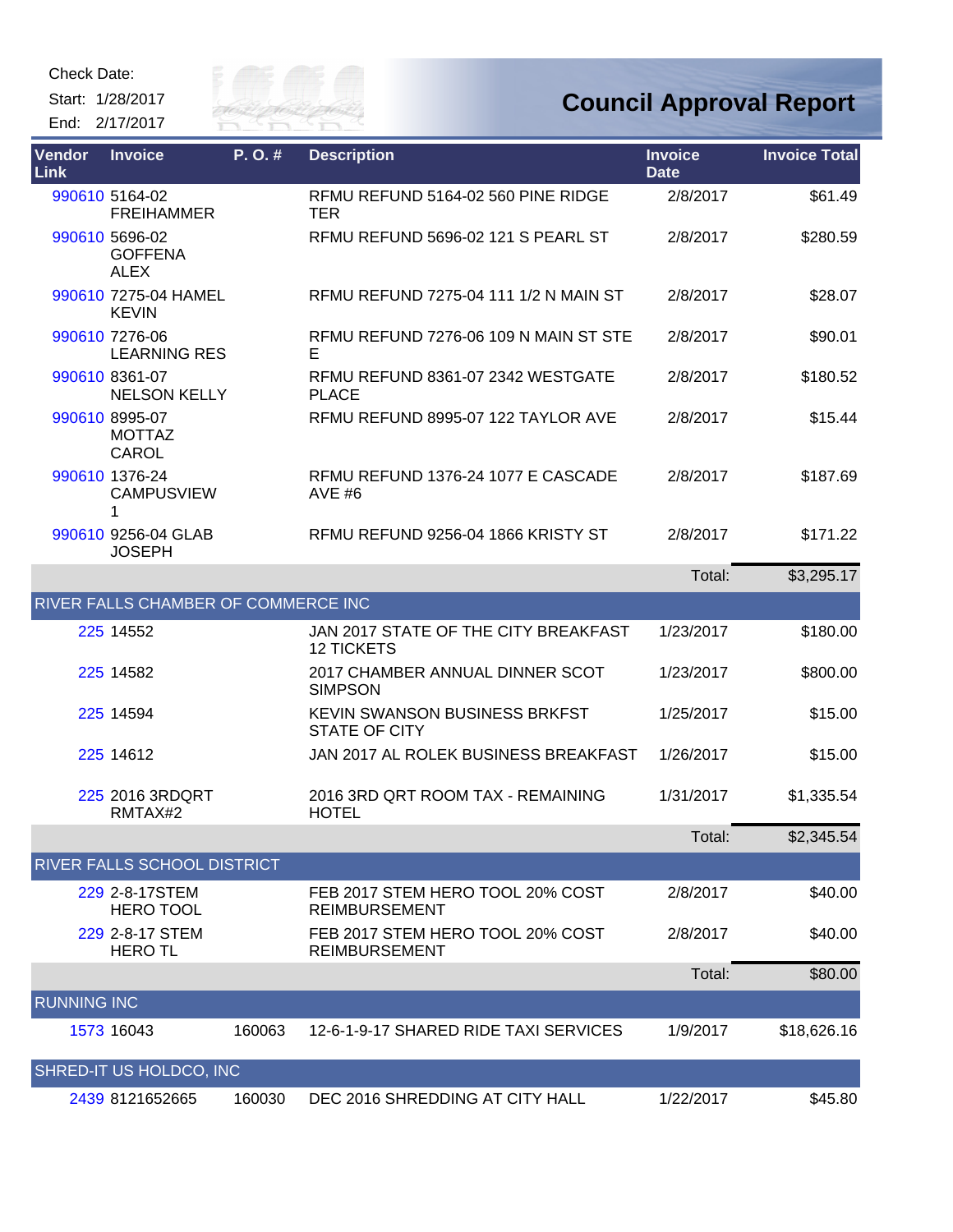Check Date:

Start: 1/28/2017

End: 2/17/2017

# Council Approval Report

| Vendor Link | Invoice | P. O. # | Description | Invoice Date | Invoice Total |
|---|---|---|---|---|---|
| 990610 | 5164-02 FREIHAMMER | | RFMU REFUND 5164-02 560 PINE RIDGE TER | 2/8/2017 | $61.49 |
| 990610 | 5696-02 GOFFENA ALEX | | RFMU REFUND 5696-02 121 S PEARL ST | 2/8/2017 | $280.59 |
| 990610 | 7275-04 HAMEL KEVIN | | RFMU REFUND 7275-04 111 1/2 N MAIN ST | 2/8/2017 | $28.07 |
| 990610 | 7276-06 LEARNING RES | | RFMU REFUND 7276-06 109 N MAIN ST STE E | 2/8/2017 | $90.01 |
| 990610 | 8361-07 NELSON KELLY | | RFMU REFUND 8361-07 2342 WESTGATE PLACE | 2/8/2017 | $180.52 |
| 990610 | 8995-07 MOTTAZ CAROL | | RFMU REFUND 8995-07 122 TAYLOR AVE | 2/8/2017 | $15.44 |
| 990610 | 1376-24 CAMPUSVIEW 1 | | RFMU REFUND 1376-24 1077 E CASCADE AVE #6 | 2/8/2017 | $187.69 |
| 990610 | 9256-04 GLAB JOSEPH | | RFMU REFUND 9256-04 1866 KRISTY ST | 2/8/2017 | $171.22 |
| | | | | Total: | $3,295.17 |
| **RIVER FALLS CHAMBER OF COMMERCE INC** | | | | | |
| 225 | 14552 | | JAN 2017 STATE OF THE CITY BREAKFAST 12 TICKETS | 1/23/2017 | $180.00 |
| 225 | 14582 | | 2017 CHAMBER ANNUAL DINNER SCOT SIMPSON | 1/23/2017 | $800.00 |
| 225 | 14594 | | KEVIN SWANSON BUSINESS BRKFST STATE OF CITY | 1/25/2017 | $15.00 |
| 225 | 14612 | | JAN 2017 AL ROLEK BUSINESS BREAKFAST | 1/26/2017 | $15.00 |
| 225 | 2016 3RDQRT RMTAX#2 | | 2016 3RD QRT ROOM TAX - REMAINING HOTEL | 1/31/2017 | $1,335.54 |
| | | | | Total: | $2,345.54 |
| **RIVER FALLS SCHOOL DISTRICT** | | | | | |
| 229 | 2-8-17STEM HERO TOOL | | FEB 2017 STEM HERO TOOL 20% COST REIMBURSEMENT | 2/8/2017 | $40.00 |
| 229 | 2-8-17 STEM HERO TL | | FEB 2017 STEM HERO TOOL 20% COST REIMBURSEMENT | 2/8/2017 | $40.00 |
| | | | | Total: | $80.00 |
| **RUNNING INC** | | | | | |
| 1573 | 16043 | 160063 | 12-6-1-9-17 SHARED RIDE TAXI SERVICES | 1/9/2017 | $18,626.16 |
| **SHRED-IT US HOLDCO, INC** | | | | | |
| 2439 | 8121652665 | 160030 | DEC 2016 SHREDDING AT CITY HALL | 1/22/2017 | $45.80 |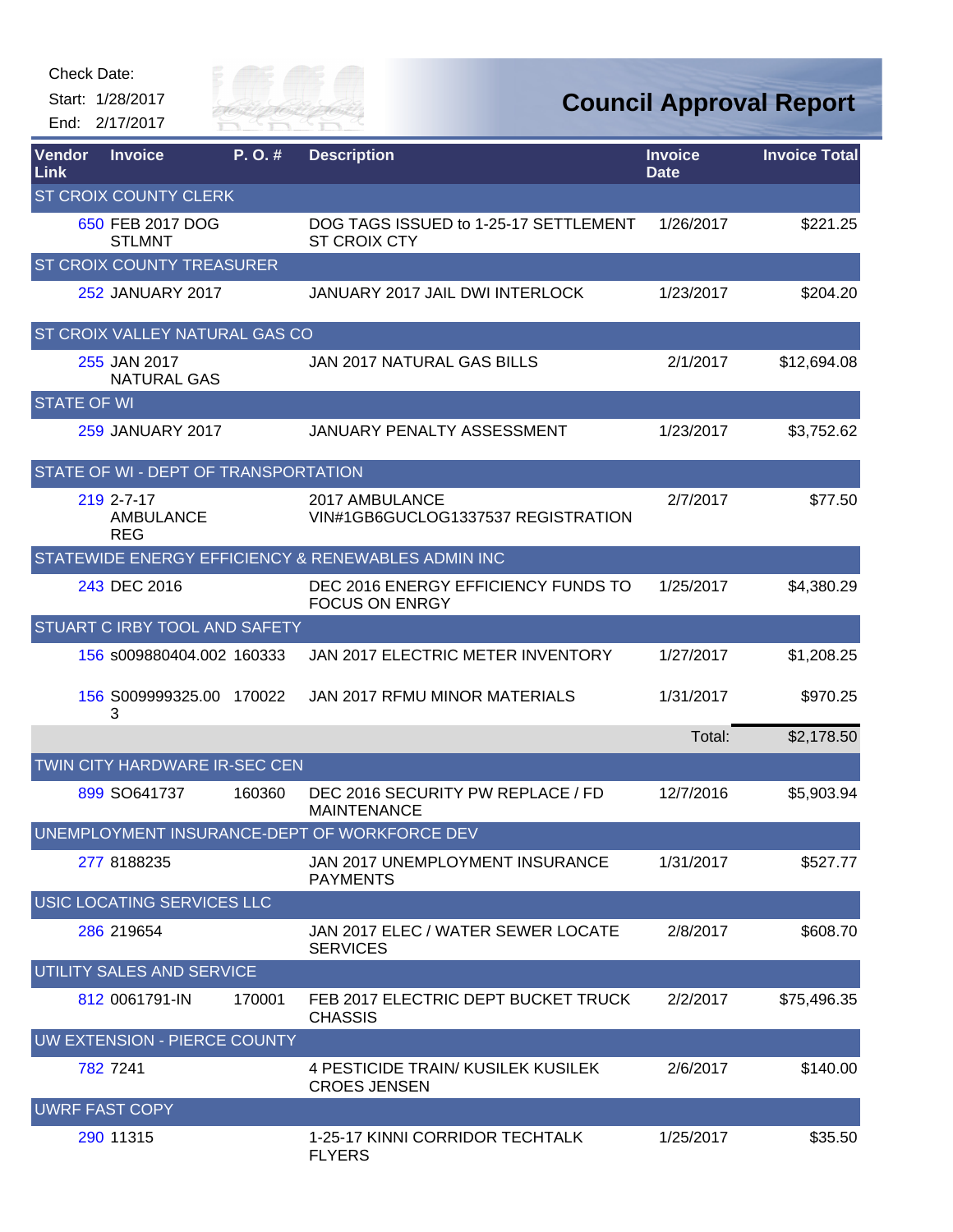Check Date:

Start: 1/28/2017

End: 2/17/2017

# Council Approval Report

| Vendor Link | Invoice | P. O. # | Description | Invoice Date | Invoice Total |
|---|---|---|---|---|---|
| **ST CROIX COUNTY CLERK** | | | | | |
| 650 | FEB 2017 DOG STLMNT | | DOG TAGS ISSUED to 1-25-17 SETTLEMENT ST CROIX CTY | 1/26/2017 | $221.25 |
| **ST CROIX COUNTY TREASURER** | | | | | |
| 252 | JANUARY 2017 | | JANUARY 2017 JAIL DWI INTERLOCK | 1/23/2017 | $204.20 |
| **ST CROIX VALLEY NATURAL GAS CO** | | | | | |
| 255 | JAN 2017 NATURAL GAS | | JAN 2017 NATURAL GAS BILLS | 2/1/2017 | $12,694.08 |
| **STATE OF WI** | | | | | |
| 259 | JANUARY 2017 | | JANUARY PENALTY ASSESSMENT | 1/23/2017 | $3,752.62 |
| **STATE OF WI - DEPT OF TRANSPORTATION** | | | | | |
| 219 | 2-7-17 AMBULANCE REG | | 2017 AMBULANCE VIN#1GB6GUCLOG1337537 REGISTRATION | 2/7/2017 | $77.50 |
| **STATEWIDE ENERGY EFFICIENCY & RENEWABLES ADMIN INC** | | | | | |
| 243 | DEC 2016 | | DEC 2016 ENERGY EFFICIENCY FUNDS TO FOCUS ON ENRGY | 1/25/2017 | $4,380.29 |
| **STUART C IRBY TOOL AND SAFETY** | | | | | |
| 156 | s009880404.002 | 160333 | JAN 2017 ELECTRIC METER INVENTORY | 1/27/2017 | $1,208.25 |
| 156 | S009999325.003 | 170022 | JAN 2017 RFMU MINOR MATERIALS | 1/31/2017 | $970.25 |
| | | | | Total: | $2,178.50 |
| **TWIN CITY HARDWARE IR-SEC CEN** | | | | | |
| 899 | SO641737 | 160360 | DEC 2016 SECURITY PW REPLACE / FD MAINTENANCE | 12/7/2016 | $5,903.94 |
| **UNEMPLOYMENT INSURANCE-DEPT OF WORKFORCE DEV** | | | | | |
| 277 | 8188235 | | JAN 2017 UNEMPLOYMENT INSURANCE PAYMENTS | 1/31/2017 | $527.77 |
| **USIC LOCATING SERVICES LLC** | | | | | |
| 286 | 219654 | | JAN 2017 ELEC / WATER SEWER LOCATE SERVICES | 2/8/2017 | $608.70 |
| **UTILITY SALES AND SERVICE** | | | | | |
| 812 | 0061791-IN | 170001 | FEB 2017 ELECTRIC DEPT BUCKET TRUCK CHASSIS | 2/2/2017 | $75,496.35 |
| **UW EXTENSION - PIERCE COUNTY** | | | | | |
| 782 | 7241 | | 4 PESTICIDE TRAIN/ KUSILEK KUSILEK CROES JENSEN | 2/6/2017 | $140.00 |
| **UWRF FAST COPY** | | | | | |
| 290 | 11315 | | 1-25-17 KINNI CORRIDOR TECHTALK FLYERS | 1/25/2017 | $35.50 |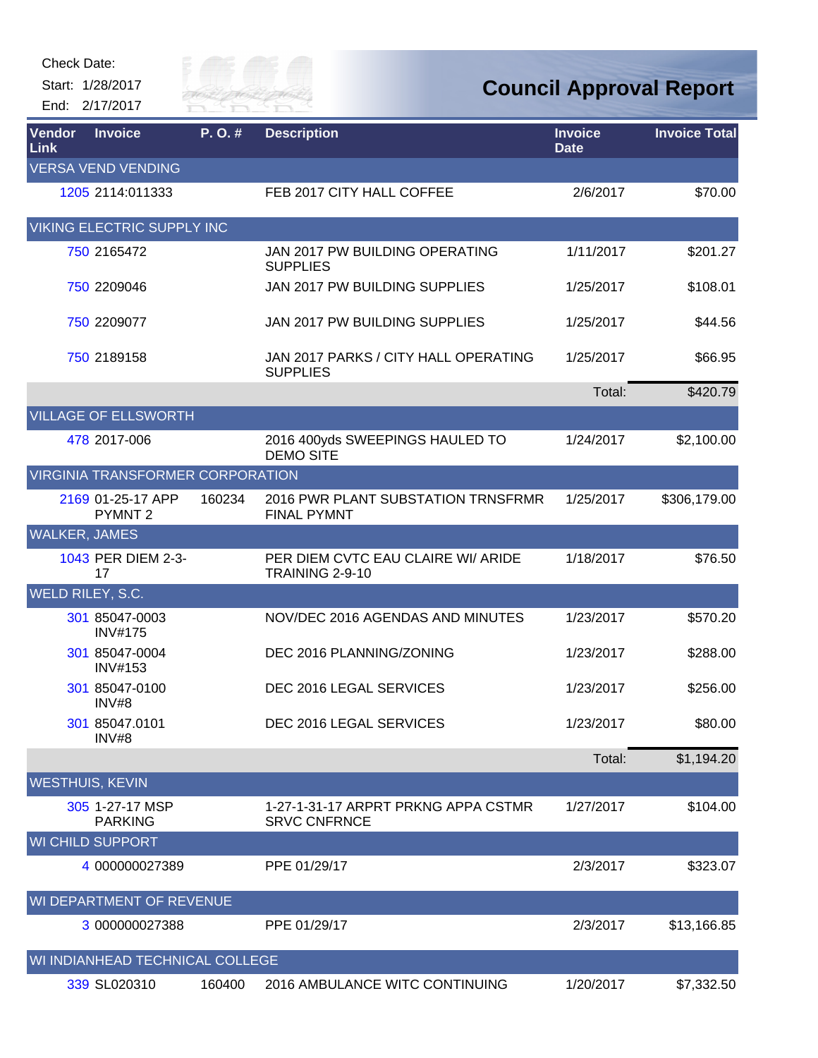Check Date:

Start: 1/28/2017

End: 2/17/2017

# Council Approval Report

| Vendor Link | Invoice | P. O. # | Description | Invoice Date | Invoice Total |
|---|---|---|---|---|---|
| **VERSA VEND VENDING** | | | | | |
| 1205 | 2114:011333 | | FEB 2017 CITY HALL COFFEE | 2/6/2017 | $70.00 |
| **VIKING ELECTRIC SUPPLY INC** | | | | | |
| 750 | 2165472 | | JAN 2017 PW BUILDING OPERATING SUPPLIES | 1/11/2017 | $201.27 |
| 750 | 2209046 | | JAN 2017 PW BUILDING SUPPLIES | 1/25/2017 | $108.01 |
| 750 | 2209077 | | JAN 2017 PW BUILDING SUPPLIES | 1/25/2017 | $44.56 |
| 750 | 2189158 | | JAN 2017 PARKS / CITY HALL OPERATING SUPPLIES | 1/25/2017 | $66.95 |
| | | | | Total: | $420.79 |
| **VILLAGE OF ELLSWORTH** | | | | | |
| 478 | 2017-006 | | 2016 400yds SWEEPINGS HAULED TO DEMO SITE | 1/24/2017 | $2,100.00 |
| **VIRGINIA TRANSFORMER CORPORATION** | | | | | |
| 2169 | 01-25-17 APP PYMNT 2 | 160234 | 2016 PWR PLANT SUBSTATION TRNSFRMR FINAL PYMNT | 1/25/2017 | $306,179.00 |
| **WALKER, JAMES** | | | | | |
| 1043 | PER DIEM 2-3-17 | | PER DIEM CVTC EAU CLAIRE WI/ ARIDE TRAINING 2-9-10 | 1/18/2017 | $76.50 |
| **WELD RILEY, S.C.** | | | | | |
| 301 | 85047-0003 INV#175 | | NOV/DEC 2016 AGENDAS AND MINUTES | 1/23/2017 | $570.20 |
| 301 | 85047-0004 INV#153 | | DEC 2016 PLANNING/ZONING | 1/23/2017 | $288.00 |
| 301 | 85047-0100 INV#8 | | DEC 2016 LEGAL SERVICES | 1/23/2017 | $256.00 |
| 301 | 85047.0101 INV#8 | | DEC 2016 LEGAL SERVICES | 1/23/2017 | $80.00 |
| | | | | Total: | $1,194.20 |
| **WESTHUIS, KEVIN** | | | | | |
| 305 | 1-27-17 MSP PARKING | | 1-27-1-31-17 ARPRT PRKNG APPA CSTMR SRVC CNFRNCE | 1/27/2017 | $104.00 |
| **WI CHILD SUPPORT** | | | | | |
| 4 | 000000027389 | | PPE 01/29/17 | 2/3/2017 | $323.07 |
| **WI DEPARTMENT OF REVENUE** | | | | | |
| 3 | 000000027388 | | PPE 01/29/17 | 2/3/2017 | $13,166.85 |
| **WI INDIANHEAD TECHNICAL COLLEGE** | | | | | |
| 339 | SL020310 | 160400 | 2016 AMBULANCE WITC CONTINUING | 1/20/2017 | $7,332.50 |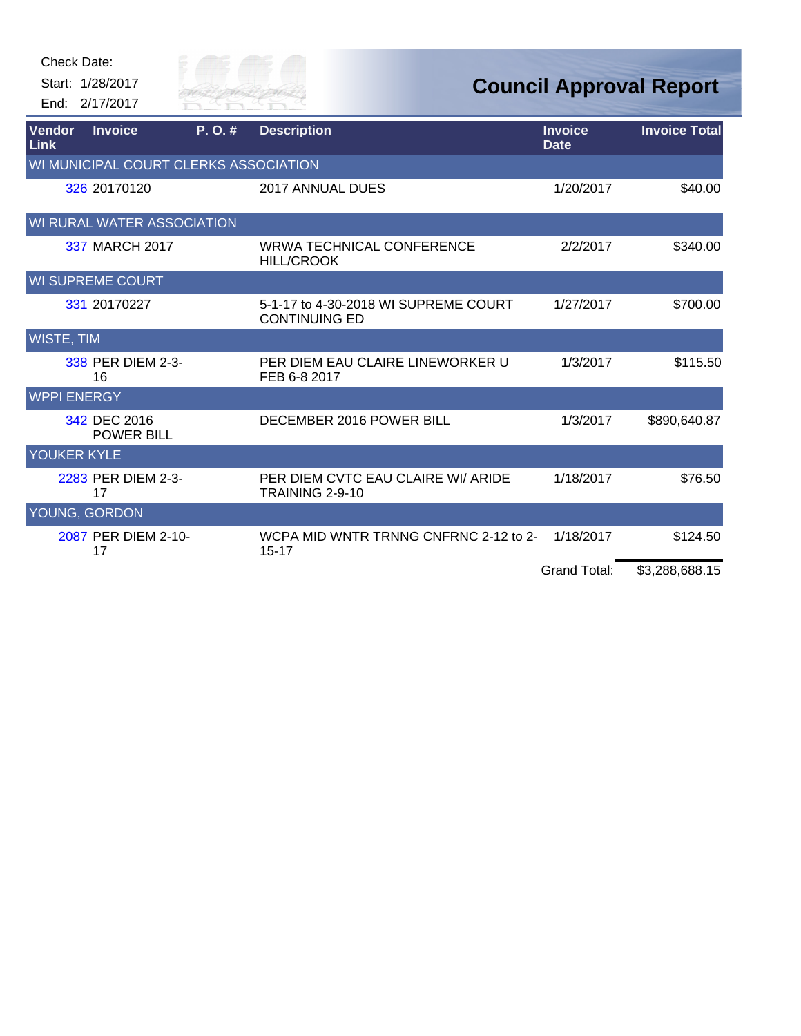Check Date:

Start: 1/28/2017

End: 2/17/2017

# Council Approval Report

| Vendor Link | Invoice | P. O. # | Description | Invoice Date | Invoice Total |
|---|---|---|---|---|---|
| WI MUNICIPAL COURT CLERKS ASSOCIATION | | | | | |
| 326 | 20170120 | | 2017 ANNUAL DUES | 1/20/2017 | $40.00 |
| WI RURAL WATER ASSOCIATION | | | | | |
| 337 | MARCH 2017 | | WRWA TECHNICAL CONFERENCE HILL/CROOK | 2/2/2017 | $340.00 |
| WI SUPREME COURT | | | | | |
| 331 | 20170227 | | 5-1-17 to 4-30-2018 WI SUPREME COURT CONTINUING ED | 1/27/2017 | $700.00 |
| WISTE, TIM | | | | | |
| 338 | PER DIEM 2-3-16 | | PER DIEM EAU CLAIRE LINEWORKER U FEB 6-8 2017 | 1/3/2017 | $115.50 |
| WPPI ENERGY | | | | | |
| 342 | DEC 2016 POWER BILL | | DECEMBER 2016 POWER BILL | 1/3/2017 | $890,640.87 |
| YOUKER KYLE | | | | | |
| 2283 | PER DIEM 2-3-17 | | PER DIEM CVTC EAU CLAIRE WI/ ARIDE TRAINING 2-9-10 | 1/18/2017 | $76.50 |
| YOUNG, GORDON | | | | | |
| 2087 | PER DIEM 2-10-17 | | WCPA MID WNTR TRNNG CNFRNC 2-12 to 2-15-17 | 1/18/2017 | $124.50 |
| | | | | Grand Total: | $3,288,688.15 |